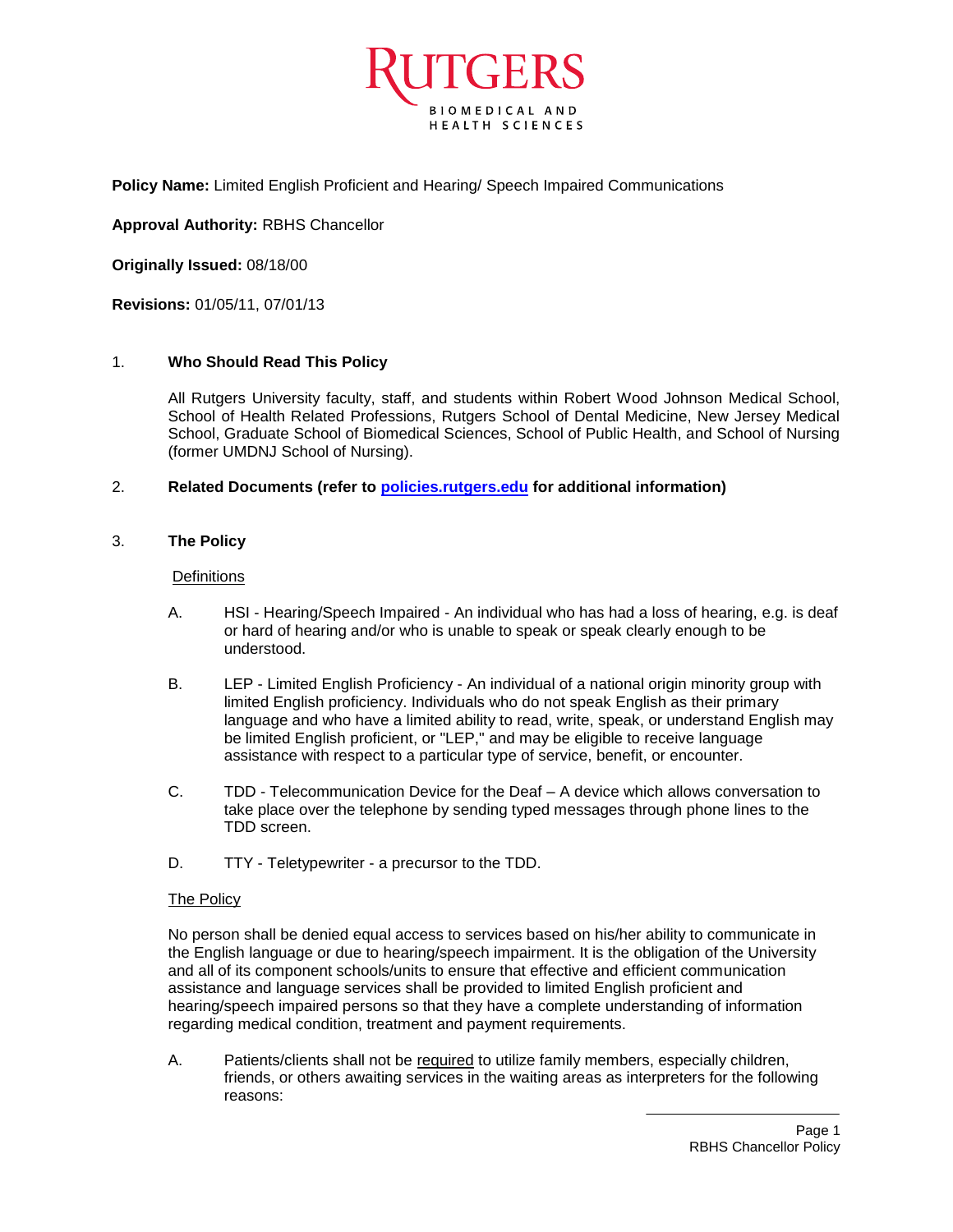RUTGERS
BIOMEDICAL AND HEALTH SCIENCES

**Policy Name:** Limited English Proficient and Hearing/ Speech Impaired Communications

**Approval Authority:** RBHS Chancellor

**Originally Issued:** 08/18/00

**Revisions:** 01/05/11, 07/01/13

## 1. Who Should Read This Policy

All Rutgers University faculty, staff, and students within Robert Wood Johnson Medical School, School of Health Related Professions, Rutgers School of Dental Medicine, New Jersey Medical School, Graduate School of Biomedical Sciences, School of Public Health, and School of Nursing (former UMDNJ School of Nursing).

## 2. Related Documents (refer to [policies.rutgers.edu](http://policies.rutgers.edu) for additional information)

## 3. The Policy

Definitions

A. HSI - Hearing/Speech Impaired - An individual who has had a loss of hearing, e.g. is deaf or hard of hearing and/or who is unable to speak or speak clearly enough to be understood.

B. LEP - Limited English Proficiency - An individual of a national origin minority group with limited English proficiency. Individuals who do not speak English as their primary language and who have a limited ability to read, write, speak, or understand English may be limited English proficient, or "LEP," and may be eligible to receive language assistance with respect to a particular type of service, benefit, or encounter.

C. TDD - Telecommunication Device for the Deaf – A device which allows conversation to take place over the telephone by sending typed messages through phone lines to the TDD screen.

D. TTY - Teletypewriter - a precursor to the TDD.

The Policy

No person shall be denied equal access to services based on his/her ability to communicate in the English language or due to hearing/speech impairment. It is the obligation of the University and all of its component schools/units to ensure that effective and efficient communication assistance and language services shall be provided to limited English proficient and hearing/speech impaired persons so that they have a complete understanding of information regarding medical condition, treatment and payment requirements.

A. Patients/clients shall not be required to utilize family members, especially children, friends, or others awaiting services in the waiting areas as interpreters for the following reasons: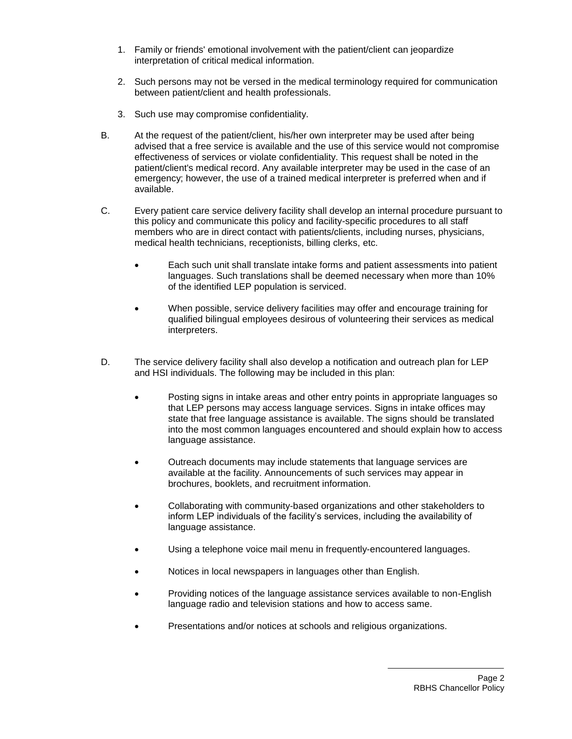1. Family or friends' emotional involvement with the patient/client can jeopardize interpretation of critical medical information.

2. Such persons may not be versed in the medical terminology required for communication between patient/client and health professionals.

3. Such use may compromise confidentiality.

B. At the request of the patient/client, his/her own interpreter may be used after being advised that a free service is available and the use of this service would not compromise effectiveness of services or violate confidentiality. This request shall be noted in the patient/client's medical record. Any available interpreter may be used in the case of an emergency; however, the use of a trained medical interpreter is preferred when and if available.

C. Every patient care service delivery facility shall develop an internal procedure pursuant to this policy and communicate this policy and facility-specific procedures to all staff members who are in direct contact with patients/clients, including nurses, physicians, medical health technicians, receptionists, billing clerks, etc.

- Each such unit shall translate intake forms and patient assessments into patient languages. Such translations shall be deemed necessary when more than 10% of the identified LEP population is serviced.

- When possible, service delivery facilities may offer and encourage training for qualified bilingual employees desirous of volunteering their services as medical interpreters.

D. The service delivery facility shall also develop a notification and outreach plan for LEP and HSI individuals. The following may be included in this plan:

- Posting signs in intake areas and other entry points in appropriate languages so that LEP persons may access language services. Signs in intake offices may state that free language assistance is available. The signs should be translated into the most common languages encountered and should explain how to access language assistance.

- Outreach documents may include statements that language services are available at the facility. Announcements of such services may appear in brochures, booklets, and recruitment information.

- Collaborating with community-based organizations and other stakeholders to inform LEP individuals of the facility's services, including the availability of language assistance.

- Using a telephone voice mail menu in frequently-encountered languages.

- Notices in local newspapers in languages other than English.

- Providing notices of the language assistance services available to non-English language radio and television stations and how to access same.

- Presentations and/or notices at schools and religious organizations.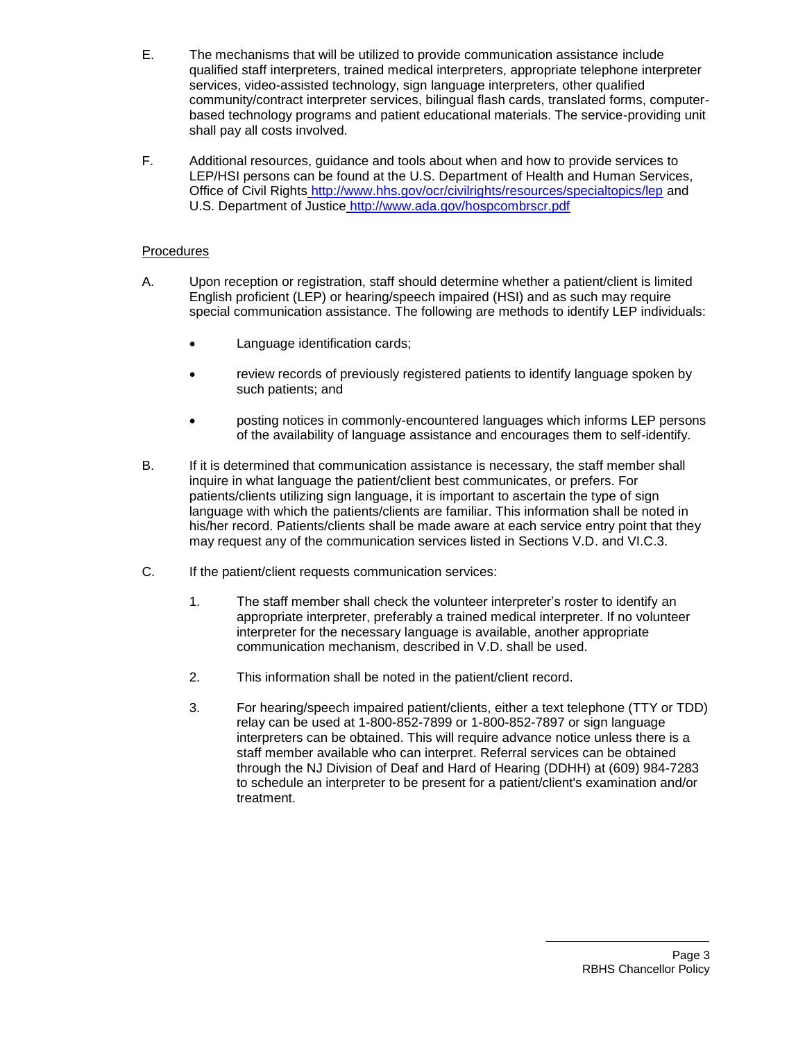E. The mechanisms that will be utilized to provide communication assistance include qualified staff interpreters, trained medical interpreters, appropriate telephone interpreter services, video-assisted technology, sign language interpreters, other qualified community/contract interpreter services, bilingual flash cards, translated forms, computer-based technology programs and patient educational materials. The service-providing unit shall pay all costs involved.

F. Additional resources, guidance and tools about when and how to provide services to LEP/HSI persons can be found at the U.S. Department of Health and Human Services, Office of Civil Rights http://www.hhs.gov/ocr/civilrights/resources/specialtopics/lep and U.S. Department of Justice http://www.ada.gov/hospcombrscr.pdf

Procedures

A. Upon reception or registration, staff should determine whether a patient/client is limited English proficient (LEP) or hearing/speech impaired (HSI) and as such may require special communication assistance. The following are methods to identify LEP individuals:

- Language identification cards;
- review records of previously registered patients to identify language spoken by such patients; and
- posting notices in commonly-encountered languages which informs LEP persons of the availability of language assistance and encourages them to self-identify.

B. If it is determined that communication assistance is necessary, the staff member shall inquire in what language the patient/client best communicates, or prefers. For patients/clients utilizing sign language, it is important to ascertain the type of sign language with which the patients/clients are familiar. This information shall be noted in his/her record. Patients/clients shall be made aware at each service entry point that they may request any of the communication services listed in Sections V.D. and VI.C.3.

C. If the patient/client requests communication services:

1. The staff member shall check the volunteer interpreter's roster to identify an appropriate interpreter, preferably a trained medical interpreter. If no volunteer interpreter for the necessary language is available, another appropriate communication mechanism, described in V.D. shall be used.

2. This information shall be noted in the patient/client record.

3. For hearing/speech impaired patient/clients, either a text telephone (TTY or TDD) relay can be used at 1-800-852-7899 or 1-800-852-7897 or sign language interpreters can be obtained. This will require advance notice unless there is a staff member available who can interpret. Referral services can be obtained through the NJ Division of Deaf and Hard of Hearing (DDHH) at (609) 984-7283 to schedule an interpreter to be present for a patient/client's examination and/or treatment.